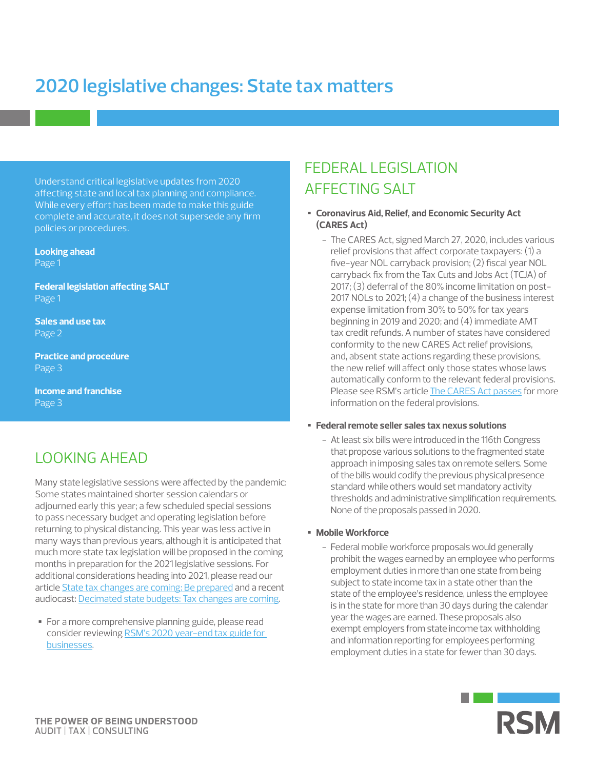# 2020 legislative changes: State tax matters

Understand critical legislative updates from 2020 affecting state and local tax planning and compliance. While every effort has been made to make this guide complete and accurate, it does not supersede any firm policies or procedures.

**Looking ahead**
Page 1

**Federal legislation affecting SALT**
Page 1

**Sales and use tax**
Page 2

**Practice and procedure**
Page 3

**Income and franchise**
Page 3

## LOOKING AHEAD

Many state legislative sessions were affected by the pandemic: Some states maintained shorter session calendars or adjourned early this year; a few scheduled special sessions to pass necessary budget and operating legislation before returning to physical distancing. This year was less active in many ways than previous years, although it is anticipated that much more state tax legislation will be proposed in the coming months in preparation for the 2021 legislative sessions. For additional considerations heading into 2021, please read our article State tax changes are coming: Be prepared and a recent audiocast: Decimated state budgets: Tax changes are coming.

- For a more comprehensive planning guide, please read consider reviewing RSM's 2020 year-end tax guide for businesses.

## FEDERAL LEGISLATION AFFECTING SALT

- **Coronavirus Aid, Relief, and Economic Security Act (CARES Act)**
  - The CARES Act, signed March 27, 2020, includes various relief provisions that affect corporate taxpayers: (1) a five-year NOL carryback provision; (2) fiscal year NOL carryback fix from the Tax Cuts and Jobs Act (TCJA) of 2017; (3) deferral of the 80% income limitation on post-2017 NOLs to 2021; (4) a change of the business interest expense limitation from 30% to 50% for tax years beginning in 2019 and 2020; and (4) immediate AMT tax credit refunds. A number of states have considered conformity to the new CARES Act relief provisions, and, absent state actions regarding these provisions, the new relief will affect only those states whose laws automatically conform to the relevant federal provisions. Please see RSM's article The CARES Act passes for more information on the federal provisions.
- **Federal remote seller sales tax nexus solutions**
  - At least six bills were introduced in the 116th Congress that propose various solutions to the fragmented state approach in imposing sales tax on remote sellers. Some of the bills would codify the previous physical presence standard while others would set mandatory activity thresholds and administrative simplification requirements. None of the proposals passed in 2020.
- **Mobile Workforce**
  - Federal mobile workforce proposals would generally prohibit the wages earned by an employee who performs employment duties in more than one state from being subject to state income tax in a state other than the state of the employee's residence, unless the employee is in the state for more than 30 days during the calendar year the wages are earned. These proposals also exempt employers from state income tax withholding and information reporting for employees performing employment duties in a state for fewer than 30 days.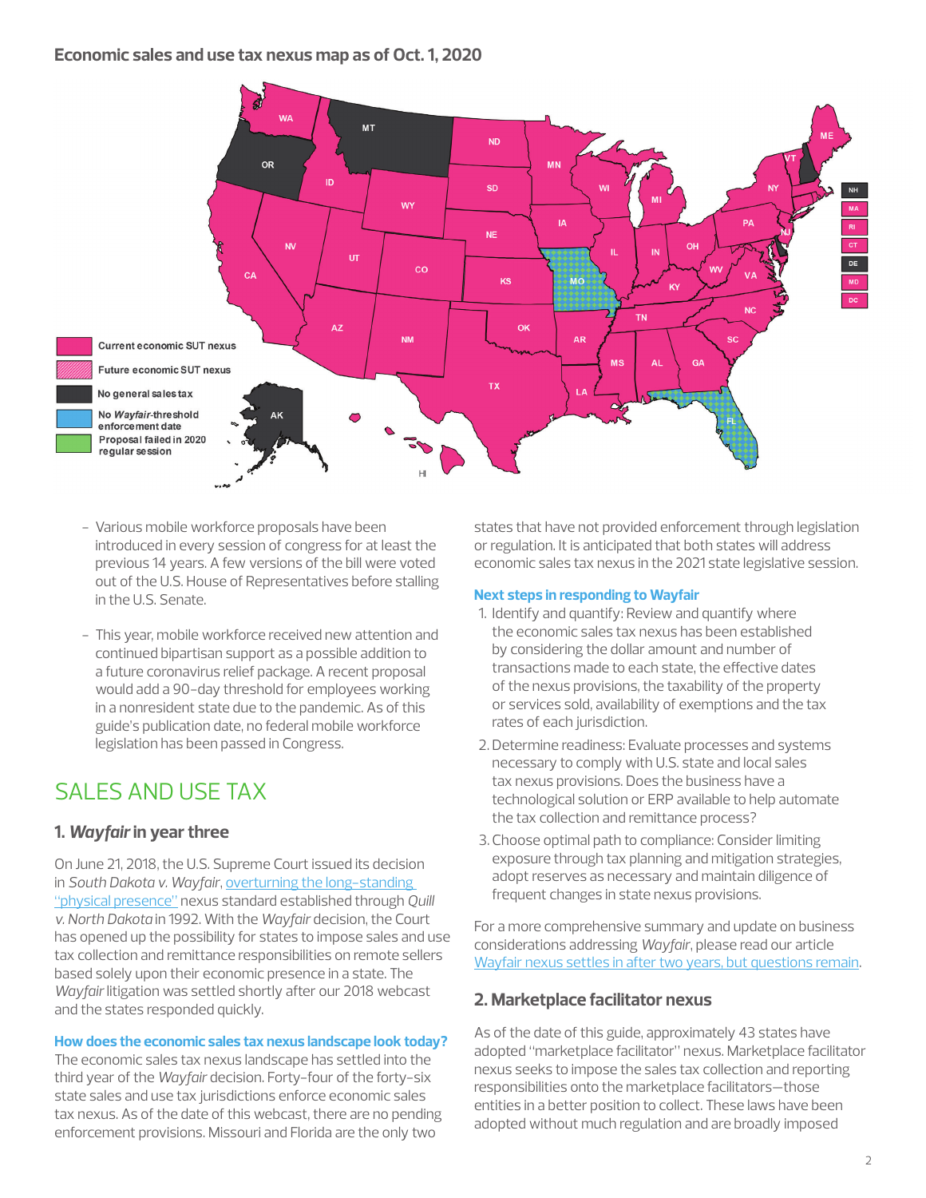**Economic sales and use tax nexus map as of Oct. 1, 2020**

Current economic SUT nexus

Future economic SUT nexus

No general sales tax

No *Wayfair*-threshold enforcement date

Proposal failed in 2020 regular session

- Various mobile workforce proposals have been introduced in every session of congress for at least the previous 14 years. A few versions of the bill were voted out of the U.S. House of Representatives before stalling in the U.S. Senate.

- This year, mobile workforce received new attention and continued bipartisan support as a possible addition to a future coronavirus relief package. A recent proposal would add a 90-day threshold for employees working in a nonresident state due to the pandemic. As of this guide's publication date, no federal mobile workforce legislation has been passed in Congress.

# SALES AND USE TAX

## 1. *Wayfair* in year three

On June 21, 2018, the U.S. Supreme Court issued its decision in *South Dakota v. Wayfair*, overturning the long-standing "physical presence" nexus standard established through *Quill v. North Dakota* in 1992. With the *Wayfair* decision, the Court has opened up the possibility for states to impose sales and use tax collection and remittance responsibilities on remote sellers based solely upon their economic presence in a state. The *Wayfair* litigation was settled shortly after our 2018 webcast and the states responded quickly.

### How does the economic sales tax nexus landscape look today?

The economic sales tax nexus landscape has settled into the third year of the *Wayfair* decision. Forty-four of the forty-six state sales and use tax jurisdictions enforce economic sales tax nexus. As of the date of this webcast, there are no pending enforcement provisions. Missouri and Florida are the only two states that have not provided enforcement through legislation or regulation. It is anticipated that both states will address economic sales tax nexus in the 2021 state legislative session.

### Next steps in responding to Wayfair

1. Identify and quantify: Review and quantify where the economic sales tax nexus has been established by considering the dollar amount and number of transactions made to each state, the effective dates of the nexus provisions, the taxability of the property or services sold, availability of exemptions and the tax rates of each jurisdiction.
2. Determine readiness: Evaluate processes and systems necessary to comply with U.S. state and local sales tax nexus provisions. Does the business have a technological solution or ERP available to help automate the tax collection and remittance process?
3. Choose optimal path to compliance: Consider limiting exposure through tax planning and mitigation strategies, adopt reserves as necessary and maintain diligence of frequent changes in state nexus provisions.

For a more comprehensive summary and update on business considerations addressing *Wayfair*, please read our article Wayfair nexus settles in after two years, but questions remain.

## 2. Marketplace facilitator nexus

As of the date of this guide, approximately 43 states have adopted "marketplace facilitator" nexus. Marketplace facilitator nexus seeks to impose the sales tax collection and reporting responsibilities onto the marketplace facilitators—those entities in a better position to collect. These laws have been adopted without much regulation and are broadly imposed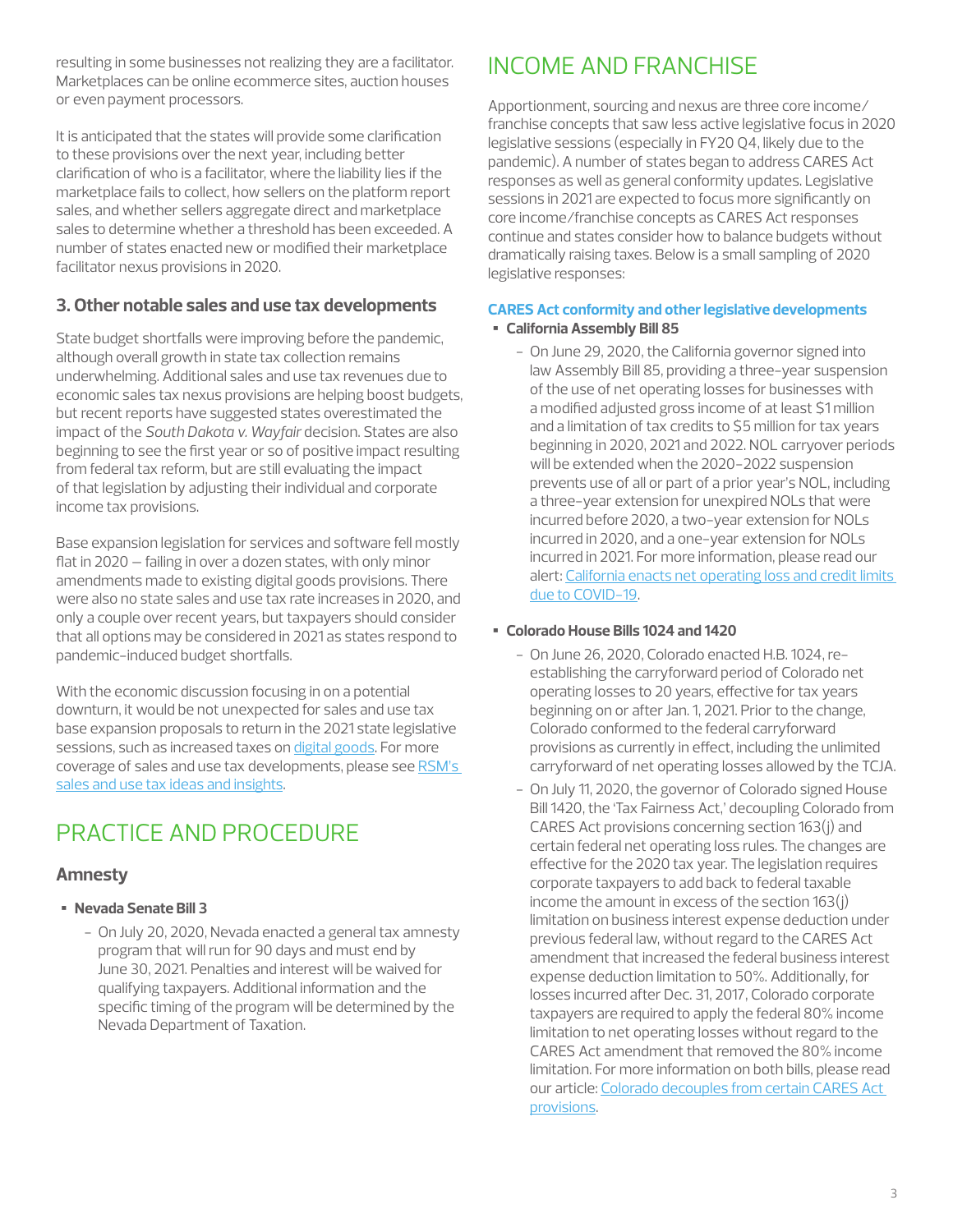resulting in some businesses not realizing they are a facilitator. Marketplaces can be online ecommerce sites, auction houses or even payment processors.

It is anticipated that the states will provide some clarification to these provisions over the next year, including better clarification of who is a facilitator, where the liability lies if the marketplace fails to collect, how sellers on the platform report sales, and whether sellers aggregate direct and marketplace sales to determine whether a threshold has been exceeded. A number of states enacted new or modified their marketplace facilitator nexus provisions in 2020.

### 3. Other notable sales and use tax developments

State budget shortfalls were improving before the pandemic, although overall growth in state tax collection remains underwhelming. Additional sales and use tax revenues due to economic sales tax nexus provisions are helping boost budgets, but recent reports have suggested states overestimated the impact of the *South Dakota v. Wayfair* decision. States are also beginning to see the first year or so of positive impact resulting from federal tax reform, but are still evaluating the impact of that legislation by adjusting their individual and corporate income tax provisions.

Base expansion legislation for services and software fell mostly flat in 2020 — failing in over a dozen states, with only minor amendments made to existing digital goods provisions. There were also no state sales and use tax rate increases in 2020, and only a couple over recent years, but taxpayers should consider that all options may be considered in 2021 as states respond to pandemic-induced budget shortfalls.

With the economic discussion focusing in on a potential downturn, it would be not unexpected for sales and use tax base expansion proposals to return in the 2021 state legislative sessions, such as increased taxes on digital goods. For more coverage of sales and use tax developments, please see RSM's sales and use tax ideas and insights.

## PRACTICE AND PROCEDURE

### Amnesty

- **Nevada Senate Bill 3**
  - On July 20, 2020, Nevada enacted a general tax amnesty program that will run for 90 days and must end by June 30, 2021. Penalties and interest will be waived for qualifying taxpayers. Additional information and the specific timing of the program will be determined by the Nevada Department of Taxation.

## INCOME AND FRANCHISE

Apportionment, sourcing and nexus are three core income/franchise concepts that saw less active legislative focus in 2020 legislative sessions (especially in FY20 Q4, likely due to the pandemic). A number of states began to address CARES Act responses as well as general conformity updates. Legislative sessions in 2021 are expected to focus more significantly on core income/franchise concepts as CARES Act responses continue and states consider how to balance budgets without dramatically raising taxes. Below is a small sampling of 2020 legislative responses:

**CARES Act conformity and other legislative developments**

- **California Assembly Bill 85**
  - On June 29, 2020, the California governor signed into law Assembly Bill 85, providing a three-year suspension of the use of net operating losses for businesses with a modified adjusted gross income of at least $1 million and a limitation of tax credits to $5 million for tax years beginning in 2020, 2021 and 2022. NOL carryover periods will be extended when the 2020-2022 suspension prevents use of all or part of a prior year's NOL, including a three-year extension for unexpired NOLs that were incurred before 2020, a two-year extension for NOLs incurred in 2020, and a one-year extension for NOLs incurred in 2021. For more information, please read our alert: California enacts net operating loss and credit limits due to COVID-19.

- **Colorado House Bills 1024 and 1420**
  - On June 26, 2020, Colorado enacted H.B. 1024, re-establishing the carryforward period of Colorado net operating losses to 20 years, effective for tax years beginning on or after Jan. 1, 2021. Prior to the change, Colorado conformed to the federal carryforward provisions as currently in effect, including the unlimited carryforward of net operating losses allowed by the TCJA.
  - On July 11, 2020, the governor of Colorado signed House Bill 1420, the 'Tax Fairness Act,' decoupling Colorado from CARES Act provisions concerning section 163(j) and certain federal net operating loss rules. The changes are effective for the 2020 tax year. The legislation requires corporate taxpayers to add back to federal taxable income the amount in excess of the section 163(j) limitation on business interest expense deduction under previous federal law, without regard to the CARES Act amendment that increased the federal business interest expense deduction limitation to 50%. Additionally, for losses incurred after Dec. 31, 2017, Colorado corporate taxpayers are required to apply the federal 80% income limitation to net operating losses without regard to the CARES Act amendment that removed the 80% income limitation. For more information on both bills, please read our article: Colorado decouples from certain CARES Act provisions.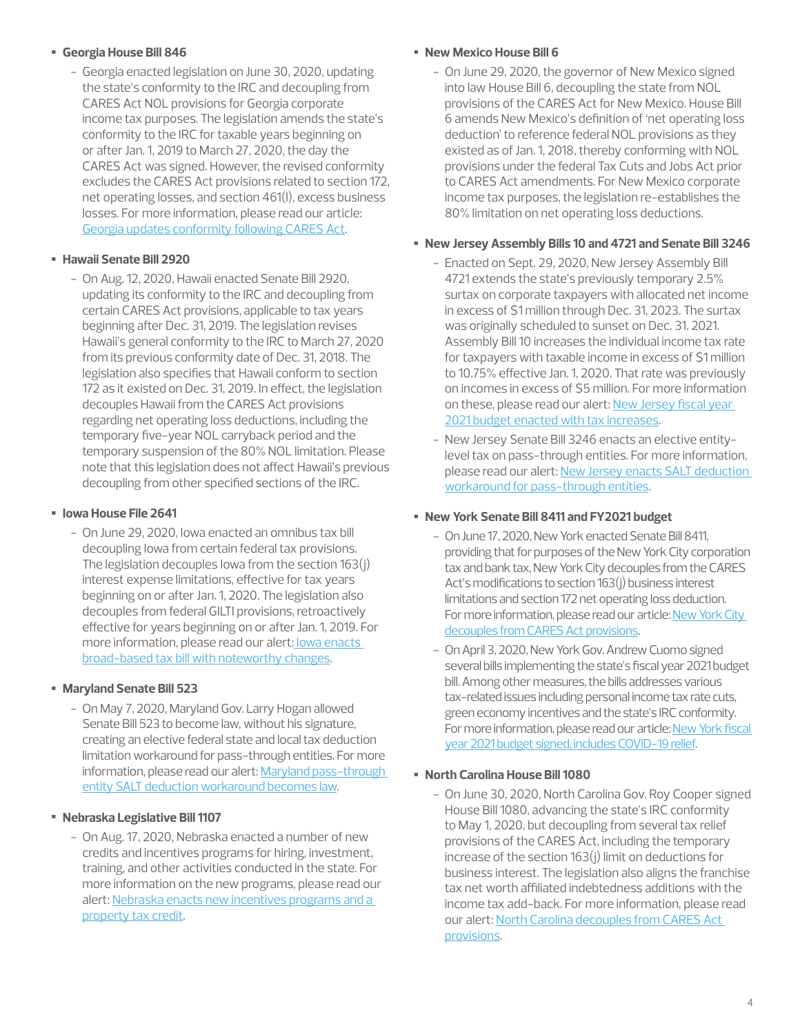- **Georgia House Bill 846**
  - Georgia enacted legislation on June 30, 2020, updating the state's conformity to the IRC and decoupling from CARES Act NOL provisions for Georgia corporate income tax purposes. The legislation amends the state's conformity to the IRC for taxable years beginning on or after Jan. 1, 2019 to March 27, 2020, the day the CARES Act was signed. However, the revised conformity excludes the CARES Act provisions related to section 172, net operating losses, and section 461(l), excess business losses. For more information, please read our article: [Georgia updates conformity following CARES Act](#).

- **Hawaii Senate Bill 2920**
  - On Aug. 12, 2020, Hawaii enacted Senate Bill 2920, updating its conformity to the IRC and decoupling from certain CARES Act provisions, applicable to tax years beginning after Dec. 31, 2019. The legislation revises Hawaii's general conformity to the IRC to March 27, 2020 from its previous conformity date of Dec. 31, 2018. The legislation also specifies that Hawaii conform to section 172 as it existed on Dec. 31, 2019. In effect, the legislation decouples Hawaii from the CARES Act provisions regarding net operating loss deductions, including the temporary five-year NOL carryback period and the temporary suspension of the 80% NOL limitation. Please note that this legislation does not affect Hawaii's previous decoupling from other specified sections of the IRC.

- **Iowa House File 2641**
  - On June 29, 2020, Iowa enacted an omnibus tax bill decoupling Iowa from certain federal tax provisions. The legislation decouples Iowa from the section 163(j) interest expense limitations, effective for tax years beginning on or after Jan. 1, 2020. The legislation also decouples from federal GILTI provisions, retroactively effective for years beginning on or after Jan. 1, 2019. For more information, please read our alert: [Iowa enacts broad-based tax bill with noteworthy changes](#).

- **Maryland Senate Bill 523**
  - On May 7, 2020, Maryland Gov. Larry Hogan allowed Senate Bill 523 to become law, without his signature, creating an elective federal state and local tax deduction limitation workaround for pass-through entities. For more information, please read our alert: [Maryland pass-through entity SALT deduction workaround becomes law](#).

- **Nebraska Legislative Bill 1107**
  - On Aug. 17, 2020, Nebraska enacted a number of new credits and incentives programs for hiring, investment, training, and other activities conducted in the state. For more information on the new programs, please read our alert: [Nebraska enacts new incentives programs and a property tax credit](#).

- **New Mexico House Bill 6**
  - On June 29, 2020, the governor of New Mexico signed into law House Bill 6, decoupling the state from NOL provisions of the CARES Act for New Mexico. House Bill 6 amends New Mexico's definition of 'net operating loss deduction' to reference federal NOL provisions as they existed as of Jan. 1, 2018, thereby conforming with NOL provisions under the federal Tax Cuts and Jobs Act prior to CARES Act amendments. For New Mexico corporate income tax purposes, the legislation re-establishes the 80% limitation on net operating loss deductions.

- **New Jersey Assembly Bills 10 and 4721 and Senate Bill 3246**
  - Enacted on Sept. 29, 2020, New Jersey Assembly Bill 4721 extends the state's previously temporary 2.5% surtax on corporate taxpayers with allocated net income in excess of $1 million through Dec. 31, 2023. The surtax was originally scheduled to sunset on Dec. 31. 2021. Assembly Bill 10 increases the individual income tax rate for taxpayers with taxable income in excess of $1 million to 10.75% effective Jan. 1, 2020. That rate was previously on incomes in excess of $5 million. For more information on these, please read our alert: [New Jersey fiscal year 2021 budget enacted with tax increases](#).
  - New Jersey Senate Bill 3246 enacts an elective entity-level tax on pass-through entities. For more information, please read our alert: [New Jersey enacts SALT deduction workaround for pass-through entities](#).

- **New York Senate Bill 8411 and FY2021 budget**
  - On June 17, 2020, New York enacted Senate Bill 8411, providing that for purposes of the New York City corporation tax and bank tax, New York City decouples from the CARES Act's modifications to section 163(j) business interest limitations and section 172 net operating loss deduction. For more information, please read our article: [New York City decouples from CARES Act provisions](#).
  - On April 3, 2020, New York Gov. Andrew Cuomo signed several bills implementing the state's fiscal year 2021 budget bill. Among other measures, the bills addresses various tax-related issues including personal income tax rate cuts, green economy incentives and the state's IRC conformity. For more information, please read our article: [New York fiscal year 2021 budget signed, includes COVID-19 relief](#).

- **North Carolina House Bill 1080**
  - On June 30, 2020, North Carolina Gov. Roy Cooper signed House Bill 1080, advancing the state's IRC conformity to May 1, 2020, but decoupling from several tax relief provisions of the CARES Act, including the temporary increase of the section 163(j) limit on deductions for business interest. The legislation also aligns the franchise tax net worth affiliated indebtedness additions with the income tax add-back. For more information, please read our alert: [North Carolina decouples from CARES Act provisions](#).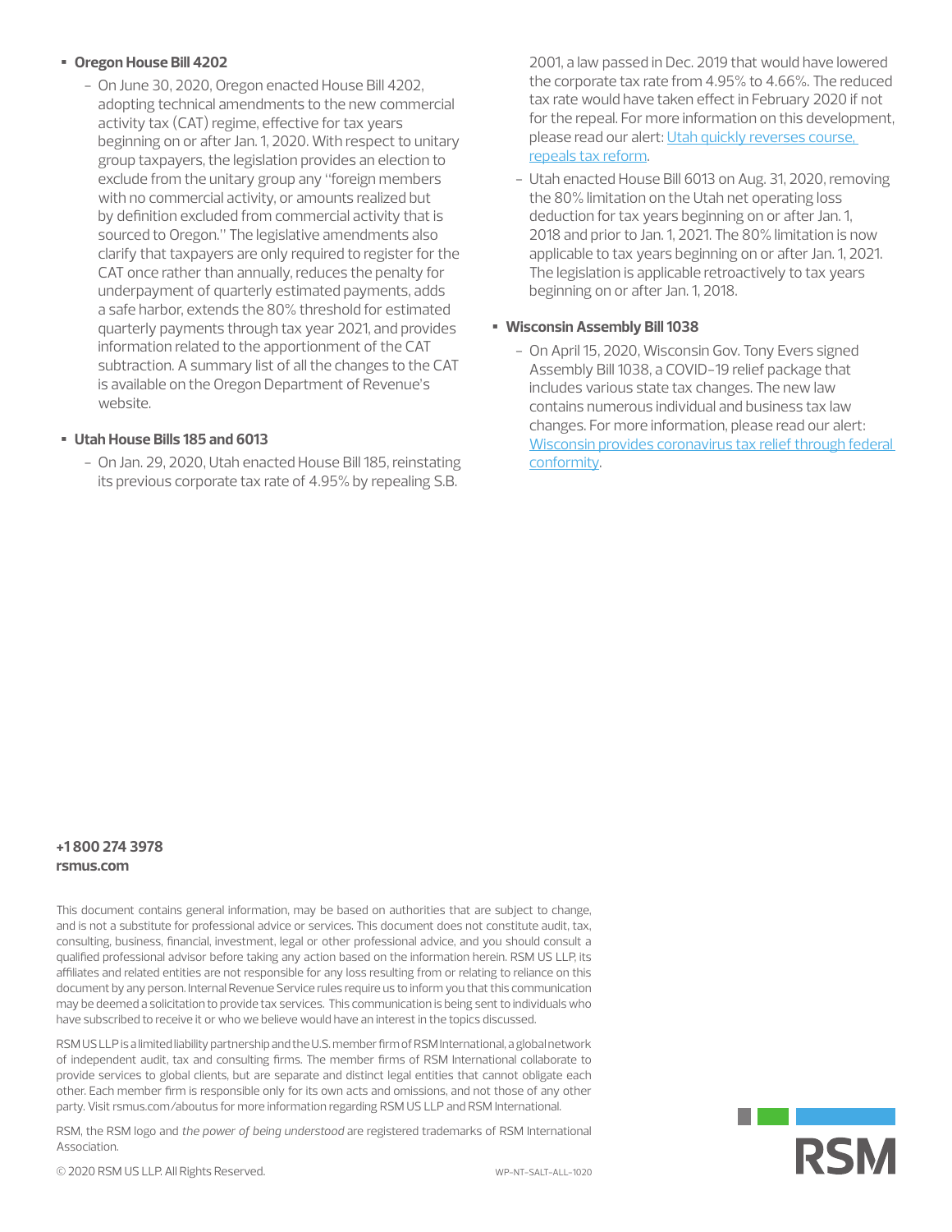- **Oregon House Bill 4202**
  - On June 30, 2020, Oregon enacted House Bill 4202, adopting technical amendments to the new commercial activity tax (CAT) regime, effective for tax years beginning on or after Jan. 1, 2020. With respect to unitary group taxpayers, the legislation provides an election to exclude from the unitary group any "foreign members with no commercial activity, or amounts realized but by definition excluded from commercial activity that is sourced to Oregon." The legislative amendments also clarify that taxpayers are only required to register for the CAT once rather than annually, reduces the penalty for underpayment of quarterly estimated payments, adds a safe harbor, extends the 80% threshold for estimated quarterly payments through tax year 2021, and provides information related to the apportionment of the CAT subtraction. A summary list of all the changes to the CAT is available on the Oregon Department of Revenue's website.

- **Utah House Bills 185 and 6013**
  - On Jan. 29, 2020, Utah enacted House Bill 185, reinstating its previous corporate tax rate of 4.95% by repealing S.B. 2001, a law passed in Dec. 2019 that would have lowered the corporate tax rate from 4.95% to 4.66%. The reduced tax rate would have taken effect in February 2020 if not for the repeal. For more information on this development, please read our alert: [Utah quickly reverses course, repeals tax reform](#).
  - Utah enacted House Bill 6013 on Aug. 31, 2020, removing the 80% limitation on the Utah net operating loss deduction for tax years beginning on or after Jan. 1, 2018 and prior to Jan. 1, 2021. The 80% limitation is now applicable to tax years beginning on or after Jan. 1, 2021. The legislation is applicable retroactively to tax years beginning on or after Jan. 1, 2018.

- **Wisconsin Assembly Bill 1038**
  - On April 15, 2020, Wisconsin Gov. Tony Evers signed Assembly Bill 1038, a COVID-19 relief package that includes various state tax changes. The new law contains numerous individual and business tax law changes. For more information, please read our alert: [Wisconsin provides coronavirus tax relief through federal conformity](#).

**+1 800 274 3978**
**rsmus.com**

This document contains general information, may be based on authorities that are subject to change, and is not a substitute for professional advice or services. This document does not constitute audit, tax, consulting, business, financial, investment, legal or other professional advice, and you should consult a qualified professional advisor before taking any action based on the information herein. RSM US LLP, its affiliates and related entities are not responsible for any loss resulting from or relating to reliance on this document by any person. Internal Revenue Service rules require us to inform you that this communication may be deemed a solicitation to provide tax services. This communication is being sent to individuals who have subscribed to receive it or who we believe would have an interest in the topics discussed.

RSM US LLP is a limited liability partnership and the U.S. member firm of RSM International, a global network of independent audit, tax and consulting firms. The member firms of RSM International collaborate to provide services to global clients, but are separate and distinct legal entities that cannot obligate each other. Each member firm is responsible for its own acts and omissions, and not those of any other party. Visit rsmus.com/aboutus for more information regarding RSM US LLP and RSM International.

RSM, the RSM logo and *the power of being understood* are registered trademarks of RSM International Association.

© 2020 RSM US LLP. All Rights Reserved.

WP-NT-SALT-ALL-1020

RSM